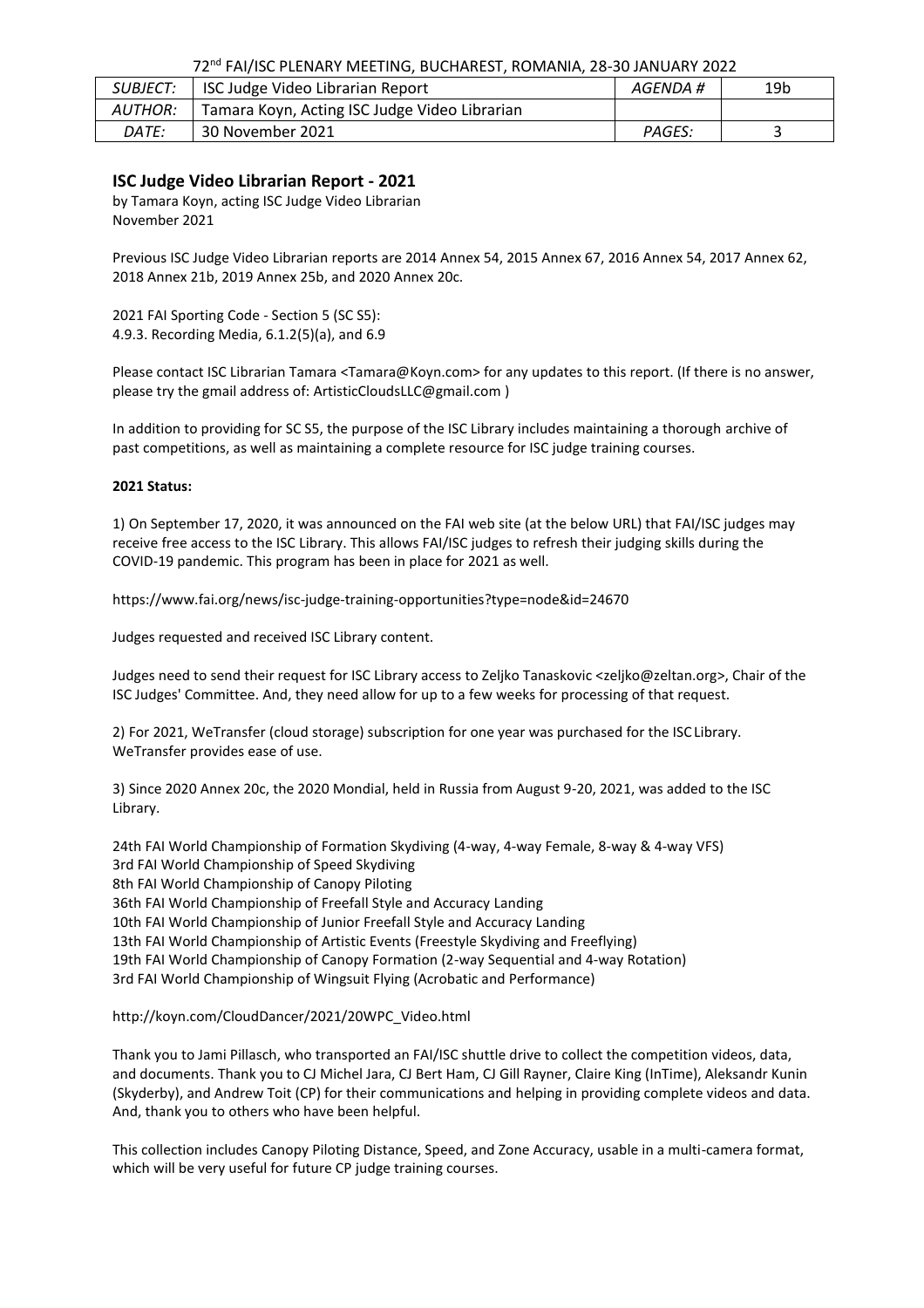72nd FAI/ISC PLENARY MEETING, BUCHAREST, ROMANIA, 28-30 JANUARY 2022

| *SUBJECT:* | ISC Judge Video Librarian Report | *AGENDA #* | 19b |
|---|---|---|---|
| *AUTHOR:* | Tamara Koyn, Acting ISC Judge Video Librarian | | |
| *DATE:* | 30 November 2021 | *PAGES:* | 3 |

## ISC Judge Video Librarian Report - 2021

by Tamara Koyn, acting ISC Judge Video Librarian
November 2021

Previous ISC Judge Video Librarian reports are 2014 Annex 54, 2015 Annex 67, 2016 Annex 54, 2017 Annex 62, 2018 Annex 21b, 2019 Annex 25b, and 2020 Annex 20c.

2021 FAI Sporting Code - Section 5 (SC S5):
4.9.3. Recording Media, 6.1.2(5)(a), and 6.9

Please contact ISC Librarian Tamara <Tamara@Koyn.com> for any updates to this report. (If there is no answer, please try the gmail address of: ArtisticCloudsLLC@gmail.com )

In addition to providing for SC S5, the purpose of the ISC Library includes maintaining a thorough archive of past competitions, as well as maintaining a complete resource for ISC judge training courses.

**2021 Status:**

1) On September 17, 2020, it was announced on the FAI web site (at the below URL) that FAI/ISC judges may receive free access to the ISC Library. This allows FAI/ISC judges to refresh their judging skills during the COVID-19 pandemic. This program has been in place for 2021 as well.

https://www.fai.org/news/isc-judge-training-opportunities?type=node&id=24670

Judges requested and received ISC Library content.

Judges need to send their request for ISC Library access to Zeljko Tanaskovic <zeljko@zeltan.org>, Chair of the ISC Judges' Committee. And, they need allow for up to a few weeks for processing of that request.

2) For 2021, WeTransfer (cloud storage) subscription for one year was purchased for the ISC Library. WeTransfer provides ease of use.

3) Since 2020 Annex 20c, the 2020 Mondial, held in Russia from August 9-20, 2021, was added to the ISC Library.

24th FAI World Championship of Formation Skydiving (4-way, 4-way Female, 8-way & 4-way VFS)
3rd FAI World Championship of Speed Skydiving
8th FAI World Championship of Canopy Piloting
36th FAI World Championship of Freefall Style and Accuracy Landing
10th FAI World Championship of Junior Freefall Style and Accuracy Landing
13th FAI World Championship of Artistic Events (Freestyle Skydiving and Freeflying)
19th FAI World Championship of Canopy Formation (2-way Sequential and 4-way Rotation)
3rd FAI World Championship of Wingsuit Flying (Acrobatic and Performance)

http://koyn.com/CloudDancer/2021/20WPC_Video.html

Thank you to Jami Pillasch, who transported an FAI/ISC shuttle drive to collect the competition videos, data, and documents. Thank you to CJ Michel Jara, CJ Bert Ham, CJ Gill Rayner, Claire King (InTime), Aleksandr Kunin (Skyderby), and Andrew Toit (CP) for their communications and helping in providing complete videos and data. And, thank you to others who have been helpful.

This collection includes Canopy Piloting Distance, Speed, and Zone Accuracy, usable in a multi-camera format, which will be very useful for future CP judge training courses.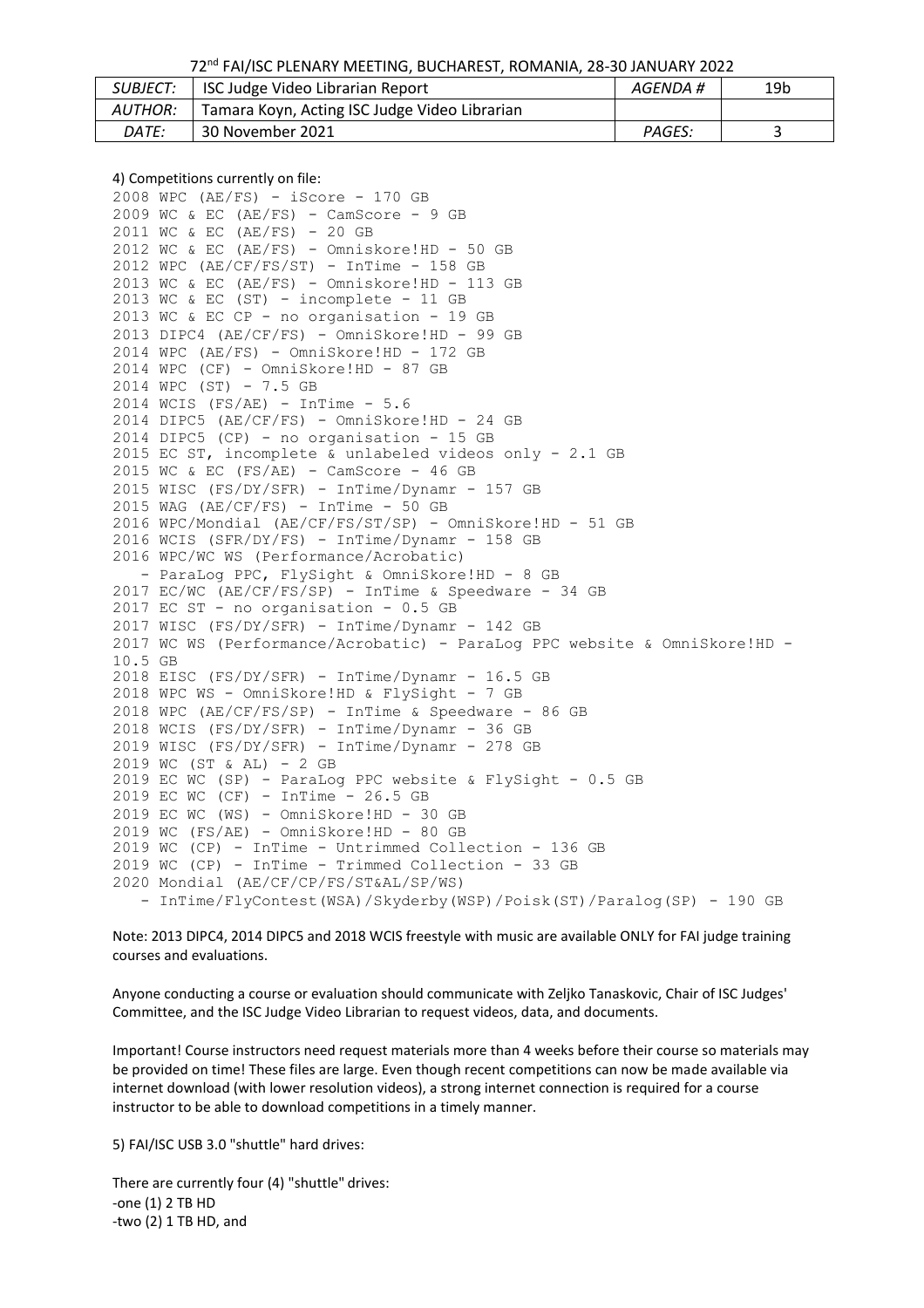4) Competitions currently on file:

```
2008 WPC (AE/FS) - iScore - 170 GB
2009 WC & EC (AE/FS) - CamScore - 9 GB
2011 WC & EC (AE/FS) - 20 GB
2012 WC & EC (AE/FS) - Omniskore!HD - 50 GB
2012 WPC (AE/CF/FS/ST) - InTime - 158 GB
2013 WC & EC (AE/FS) - Omniskore!HD - 113 GB
2013 WC & EC (ST) - incomplete - 11 GB
2013 WC & EC CP - no organisation - 19 GB
2013 DIPC4 (AE/CF/FS) - OmniSkore!HD - 99 GB
2014 WPC (AE/FS) - OmniSkore!HD - 172 GB
2014 WPC (CF) - OmniSkore!HD - 87 GB
2014 WPC (ST) - 7.5 GB
2014 WCIS (FS/AE) - InTime - 5.6
2014 DIPC5 (AE/CF/FS) - OmniSkore!HD - 24 GB
2014 DIPC5 (CP) - no organisation - 15 GB
2015 EC ST, incomplete & unlabeled videos only - 2.1 GB
2015 WC & EC (FS/AE) - CamScore - 46 GB
2015 WISC (FS/DY/SFR) - InTime/Dynamr - 157 GB
2015 WAG (AE/CF/FS) - InTime - 50 GB
2016 WPC/Mondial (AE/CF/FS/ST/SP) - OmniSkore!HD - 51 GB
2016 WCIS (SFR/DY/FS) - InTime/Dynamr - 158 GB
2016 WPC/WC WS (Performance/Acrobatic)
   - ParaLog PPC, FlySight & OmniSkore!HD - 8 GB
2017 EC/WC (AE/CF/FS/SP) - InTime & Speedware - 34 GB
2017 EC ST - no organisation - 0.5 GB
2017 WISC (FS/DY/SFR) - InTime/Dynamr - 142 GB
2017 WC WS (Performance/Acrobatic) - ParaLog PPC website & OmniSkore!HD -
10.5 GB
2018 EISC (FS/DY/SFR) - InTime/Dynamr - 16.5 GB
2018 WPC WS - OmniSkore!HD & FlySight - 7 GB
2018 WPC (AE/CF/FS/SP) - InTime & Speedware - 86 GB
2018 WCIS (FS/DY/SFR) - InTime/Dynamr - 36 GB
2019 WISC (FS/DY/SFR) - InTime/Dynamr - 278 GB
2019 WC (ST & AL) - 2 GB
2019 EC WC (SP) - ParaLog PPC website & FlySight - 0.5 GB
2019 EC WC (CF) - InTime - 26.5 GB
2019 EC WC (WS) - OmniSkore!HD - 30 GB
2019 WC (FS/AE) - OmniSkore!HD - 80 GB
2019 WC (CP) - InTime - Untrimmed Collection - 136 GB
2019 WC (CP) - InTime - Trimmed Collection - 33 GB
2020 Mondial (AE/CF/CP/FS/ST&AL/SP/WS)
   - InTime/FlyContest(WSA)/Skyderby(WSP)/Poisk(ST)/Paralog(SP) - 190 GB
```

Note: 2013 DIPC4, 2014 DIPC5 and 2018 WCIS freestyle with music are available ONLY for FAI judge training courses and evaluations.

Anyone conducting a course or evaluation should communicate with Zeljko Tanaskovic, Chair of ISC Judges' Committee, and the ISC Judge Video Librarian to request videos, data, and documents.

Important! Course instructors need request materials more than 4 weeks before their course so materials may be provided on time! These files are large. Even though recent competitions can now be made available via internet download (with lower resolution videos), a strong internet connection is required for a course instructor to be able to download competitions in a timely manner.

5) FAI/ISC USB 3.0 "shuttle" hard drives:

There are currently four (4) "shuttle" drives:
- one (1) 2 TB HD
- two (2) 1 TB HD, and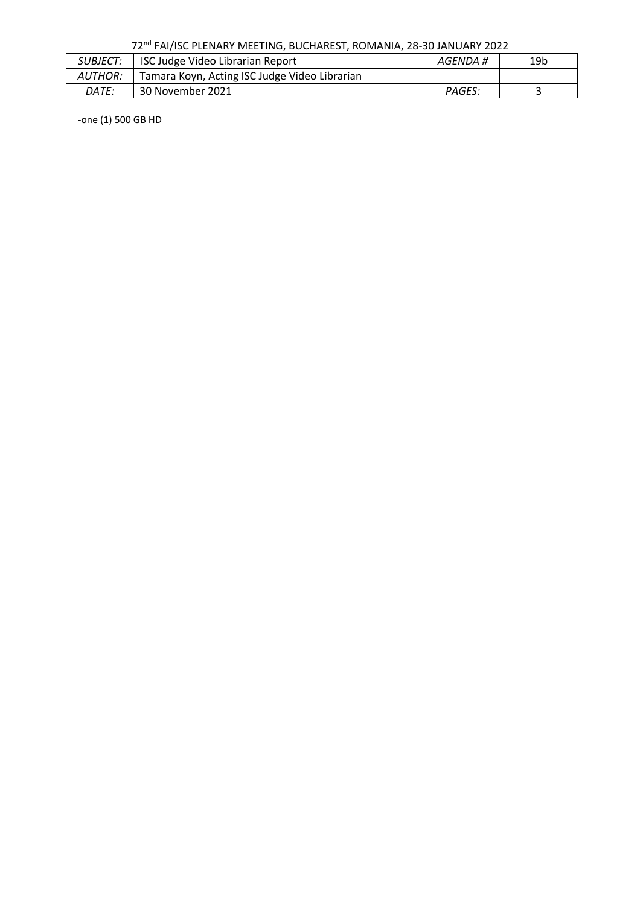-one (1) 500 GB HD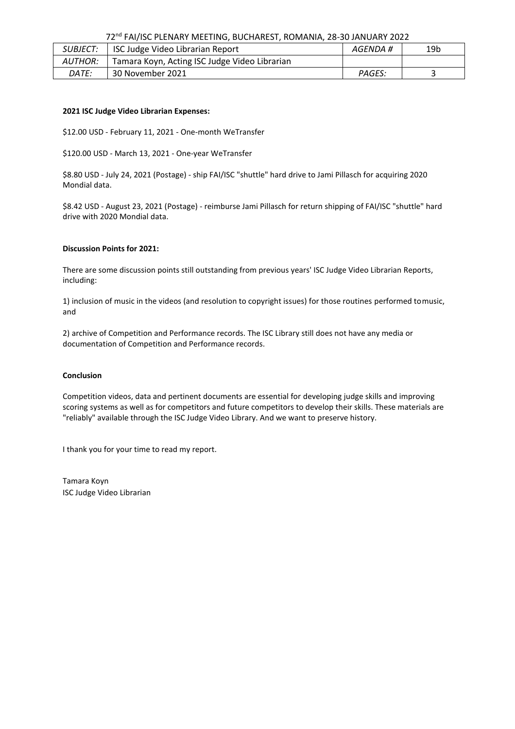**2021 ISC Judge Video Librarian Expenses:**

$12.00 USD - February 11, 2021 - One-month WeTransfer

$120.00 USD - March 13, 2021 - One-year WeTransfer

$8.80 USD - July 24, 2021 (Postage) - ship FAI/ISC "shuttle" hard drive to Jami Pillasch for acquiring 2020 Mondial data.

$8.42 USD - August 23, 2021 (Postage) - reimburse Jami Pillasch for return shipping of FAI/ISC "shuttle" hard drive with 2020 Mondial data.

**Discussion Points for 2021:**

There are some discussion points still outstanding from previous years' ISC Judge Video Librarian Reports, including:

1) inclusion of music in the videos (and resolution to copyright issues) for those routines performed to music, and

2) archive of Competition and Performance records. The ISC Library still does not have any media or documentation of Competition and Performance records.

**Conclusion**

Competition videos, data and pertinent documents are essential for developing judge skills and improving scoring systems as well as for competitors and future competitors to develop their skills. These materials are "reliably" available through the ISC Judge Video Library. And we want to preserve history.

I thank you for your time to read my report.

Tamara Koyn
ISC Judge Video Librarian